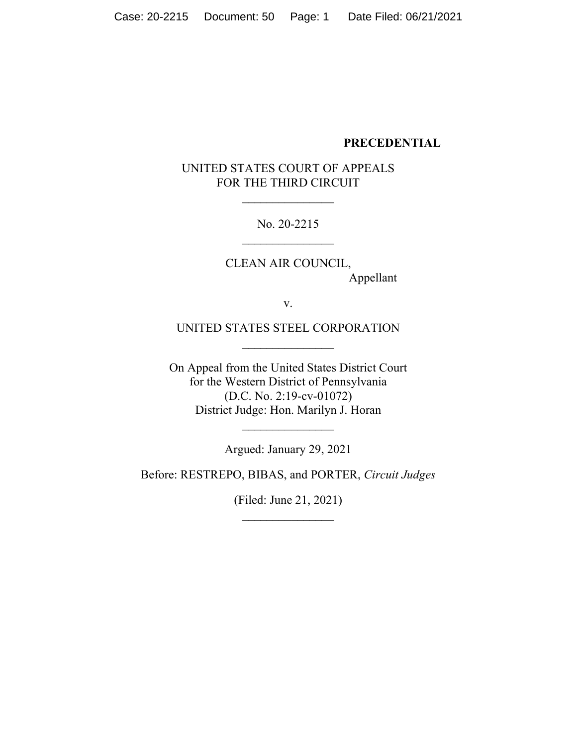**PRECEDENTIAL**

UNITED STATES COURT OF APPEALS
FOR THE THIRD CIRCUIT

\_\_\_\_\_\_\_\_\_\_\_\_\_\_\_

No. 20-2215

\_\_\_\_\_\_\_\_\_\_\_\_\_\_\_

CLEAN AIR COUNCIL,
Appellant

v.

UNITED STATES STEEL CORPORATION

\_\_\_\_\_\_\_\_\_\_\_\_\_\_\_

On Appeal from the United States District Court
for the Western District of Pennsylvania
(D.C. No. 2:19-cv-01072)
District Judge: Hon. Marilyn J. Horan

\_\_\_\_\_\_\_\_\_\_\_\_\_\_\_

Argued: January 29, 2021

Before: RESTREPO, BIBAS, and PORTER, *Circuit Judges*

(Filed: June 21, 2021)

\_\_\_\_\_\_\_\_\_\_\_\_\_\_\_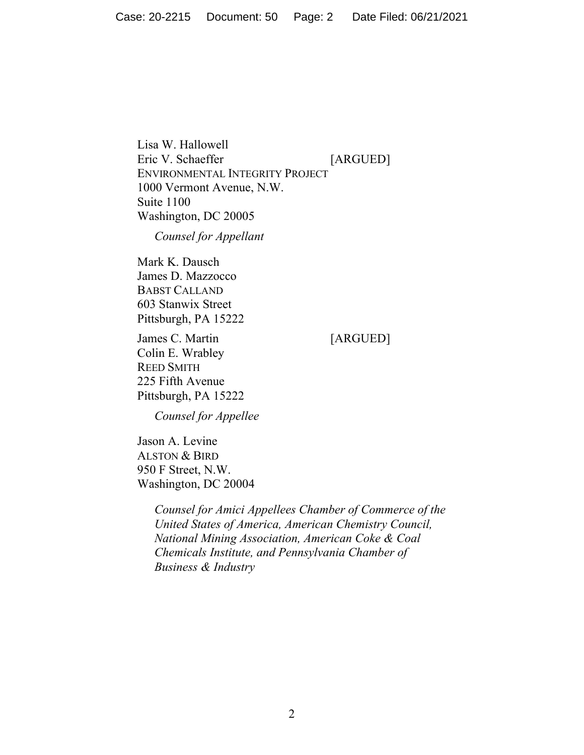Lisa W. Hallowell
Eric V. Schaeffer [ARGUED]
ENVIRONMENTAL INTEGRITY PROJECT
1000 Vermont Avenue, N.W.
Suite 1100
Washington, DC 20005

*Counsel for Appellant*

Mark K. Dausch
James D. Mazzocco
BABST CALLAND
603 Stanwix Street
Pittsburgh, PA 15222

James C. Martin [ARGUED]
Colin E. Wrabley
REED SMITH
225 Fifth Avenue
Pittsburgh, PA 15222

*Counsel for Appellee*

Jason A. Levine
ALSTON & BIRD
950 F Street, N.W.
Washington, DC 20004

*Counsel for Amici Appellees Chamber of Commerce of the United States of America, American Chemistry Council, National Mining Association, American Coke & Coal Chemicals Institute, and Pennsylvania Chamber of Business & Industry*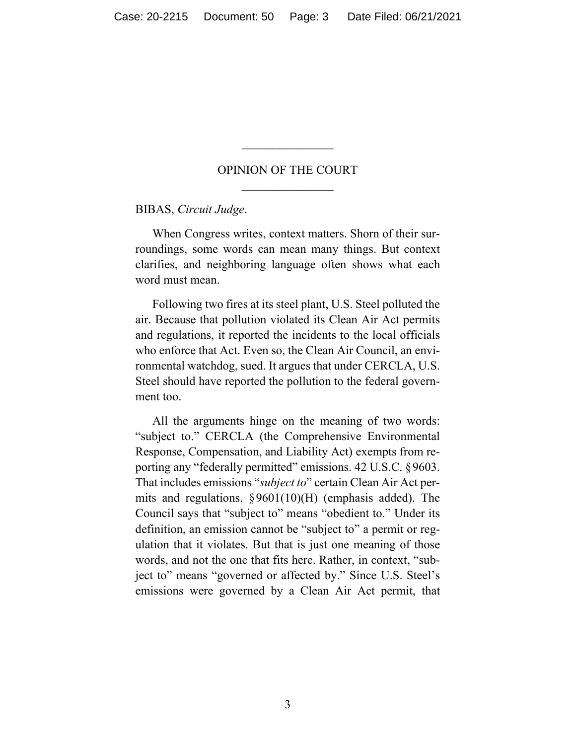## OPINION OF THE COURT

BIBAS, *Circuit Judge*.

When Congress writes, context matters. Shorn of their surroundings, some words can mean many things. But context clarifies, and neighboring language often shows what each word must mean.

Following two fires at its steel plant, U.S. Steel polluted the air. Because that pollution violated its Clean Air Act permits and regulations, it reported the incidents to the local officials who enforce that Act. Even so, the Clean Air Council, an environmental watchdog, sued. It argues that under CERCLA, U.S. Steel should have reported the pollution to the federal government too.

All the arguments hinge on the meaning of two words: "subject to." CERCLA (the Comprehensive Environmental Response, Compensation, and Liability Act) exempts from reporting any "federally permitted" emissions. 42 U.S.C. § 9603. That includes emissions "*subject to*" certain Clean Air Act permits and regulations. § 9601(10)(H) (emphasis added). The Council says that "subject to" means "obedient to." Under its definition, an emission cannot be "subject to" a permit or regulation that it violates. But that is just one meaning of those words, and not the one that fits here. Rather, in context, "subject to" means "governed or affected by." Since U.S. Steel's emissions were governed by a Clean Air Act permit, that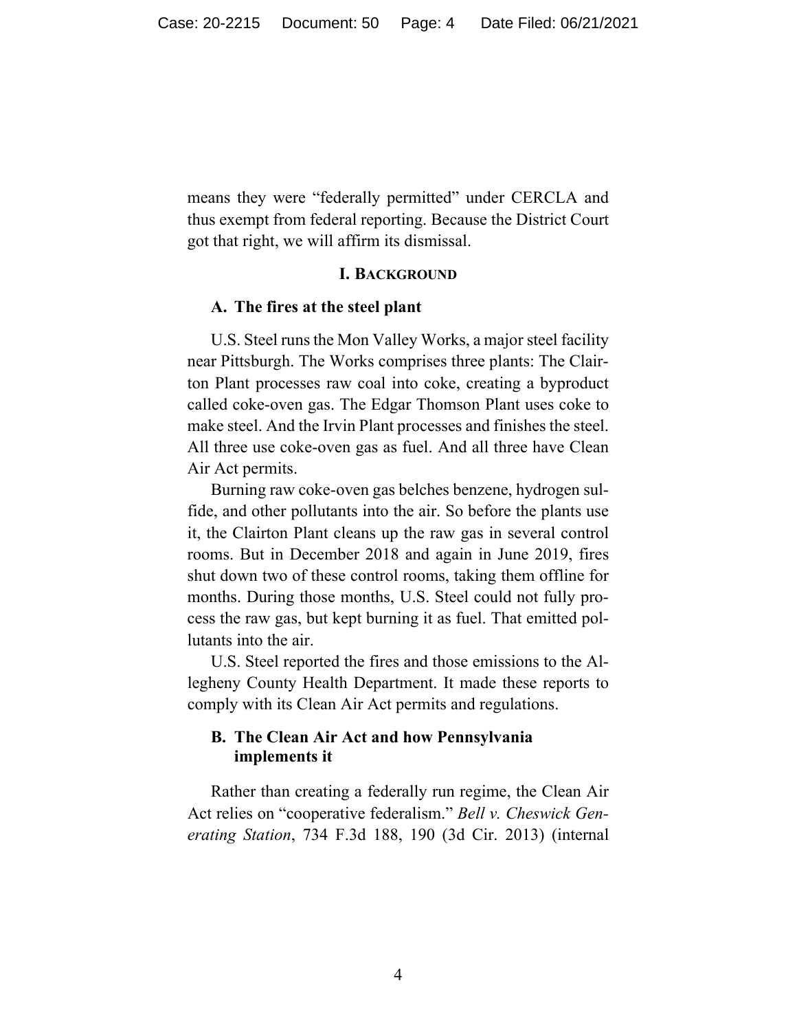means they were "federally permitted" under CERCLA and thus exempt from federal reporting. Because the District Court got that right, we will affirm its dismissal.

## I. BACKGROUND

### A. The fires at the steel plant

U.S. Steel runs the Mon Valley Works, a major steel facility near Pittsburgh. The Works comprises three plants: The Clairton Plant processes raw coal into coke, creating a byproduct called coke-oven gas. The Edgar Thomson Plant uses coke to make steel. And the Irvin Plant processes and finishes the steel. All three use coke-oven gas as fuel. And all three have Clean Air Act permits.

Burning raw coke-oven gas belches benzene, hydrogen sulfide, and other pollutants into the air. So before the plants use it, the Clairton Plant cleans up the raw gas in several control rooms. But in December 2018 and again in June 2019, fires shut down two of these control rooms, taking them offline for months. During those months, U.S. Steel could not fully process the raw gas, but kept burning it as fuel. That emitted pollutants into the air.

U.S. Steel reported the fires and those emissions to the Allegheny County Health Department. It made these reports to comply with its Clean Air Act permits and regulations.

### B. The Clean Air Act and how Pennsylvania implements it

Rather than creating a federally run regime, the Clean Air Act relies on "cooperative federalism." *Bell v. Cheswick Generating Station*, 734 F.3d 188, 190 (3d Cir. 2013) (internal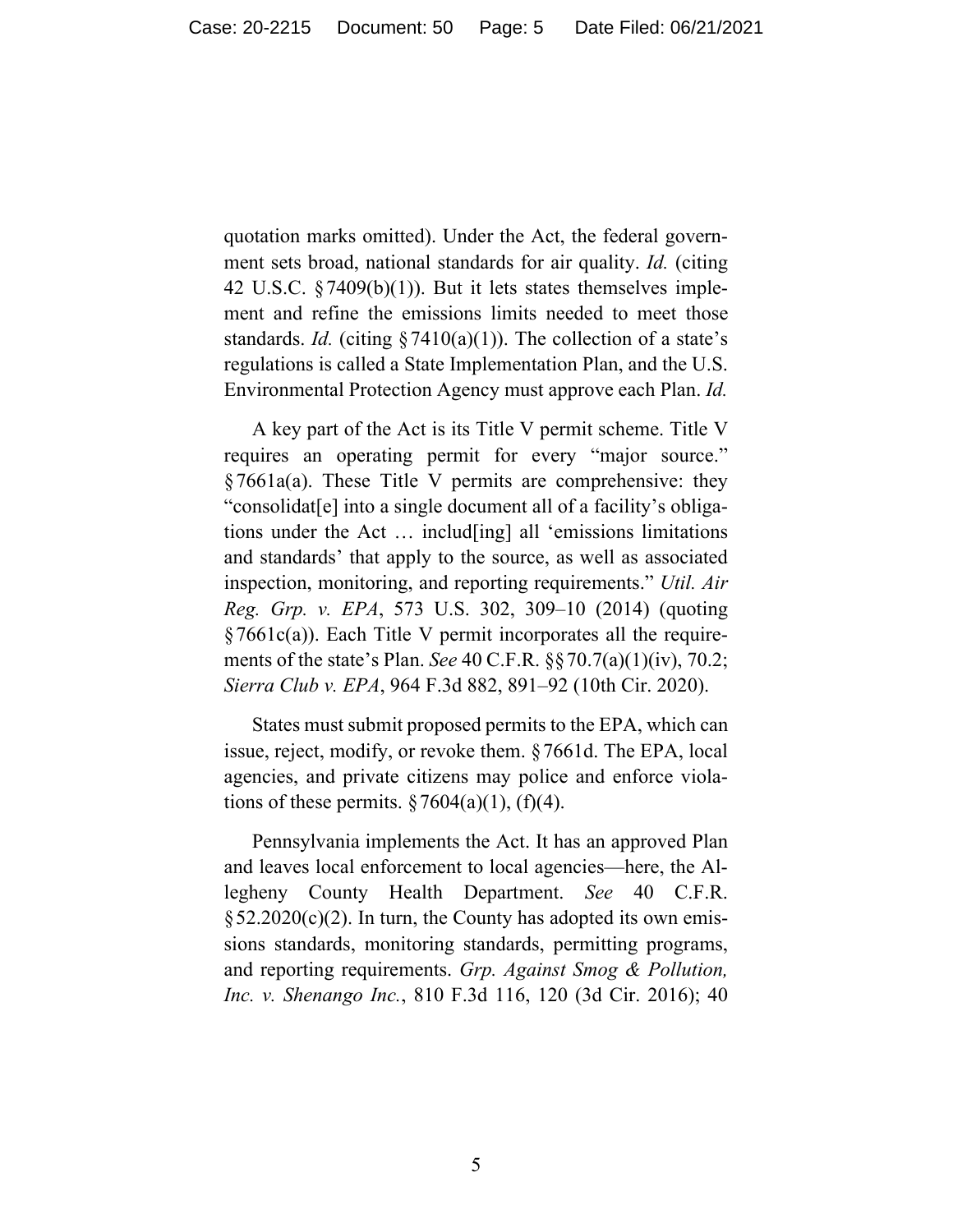quotation marks omitted). Under the Act, the federal government sets broad, national standards for air quality. *Id.* (citing 42 U.S.C. § 7409(b)(1)). But it lets states themselves implement and refine the emissions limits needed to meet those standards. *Id.* (citing § 7410(a)(1)). The collection of a state's regulations is called a State Implementation Plan, and the U.S. Environmental Protection Agency must approve each Plan. *Id.*

A key part of the Act is its Title V permit scheme. Title V requires an operating permit for every "major source." § 7661a(a). These Title V permits are comprehensive: they "consolidat[e] into a single document all of a facility's obligations under the Act … includ[ing] all 'emissions limitations and standards' that apply to the source, as well as associated inspection, monitoring, and reporting requirements." *Util. Air Reg. Grp. v. EPA*, 573 U.S. 302, 309–10 (2014) (quoting § 7661c(a)). Each Title V permit incorporates all the requirements of the state's Plan. *See* 40 C.F.R. §§ 70.7(a)(1)(iv), 70.2; *Sierra Club v. EPA*, 964 F.3d 882, 891–92 (10th Cir. 2020).

States must submit proposed permits to the EPA, which can issue, reject, modify, or revoke them. § 7661d. The EPA, local agencies, and private citizens may police and enforce violations of these permits. § 7604(a)(1), (f)(4).

Pennsylvania implements the Act. It has an approved Plan and leaves local enforcement to local agencies—here, the Allegheny County Health Department. *See* 40 C.F.R. § 52.2020(c)(2). In turn, the County has adopted its own emissions standards, monitoring standards, permitting programs, and reporting requirements. *Grp. Against Smog & Pollution, Inc. v. Shenango Inc.*, 810 F.3d 116, 120 (3d Cir. 2016); 40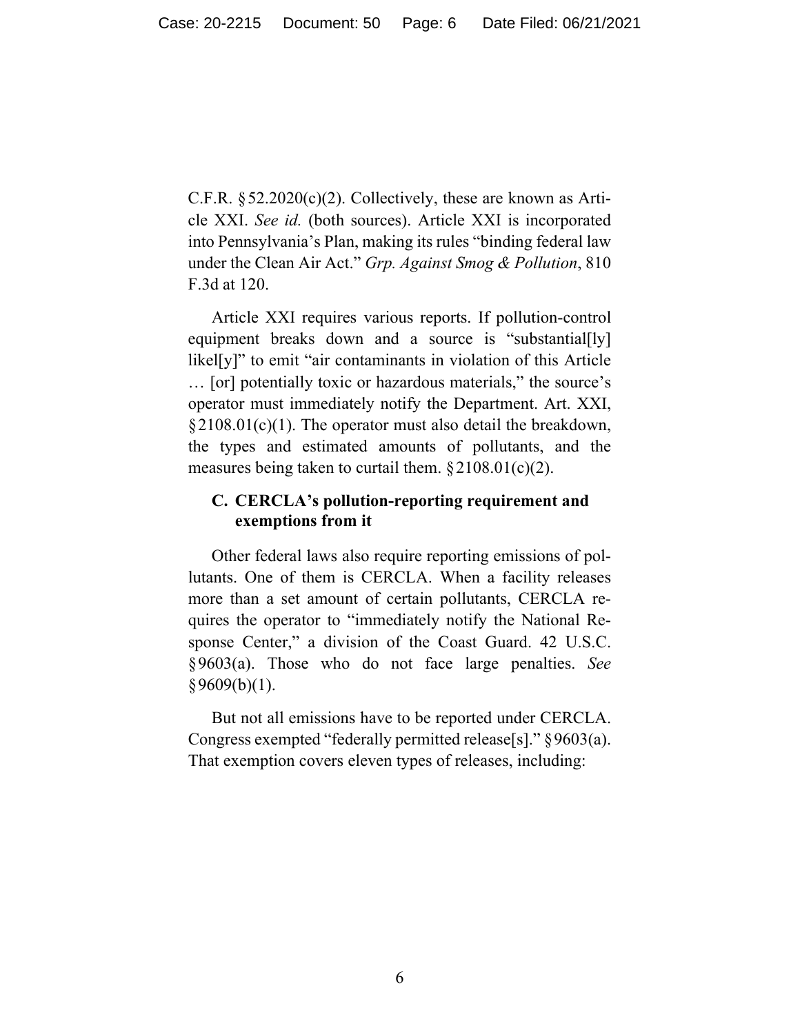C.F.R. §52.2020(c)(2). Collectively, these are known as Article XXI. *See id.* (both sources). Article XXI is incorporated into Pennsylvania's Plan, making its rules "binding federal law under the Clean Air Act." *Grp. Against Smog & Pollution*, 810 F.3d at 120.

Article XXI requires various reports. If pollution-control equipment breaks down and a source is "substantial[ly] likel[y]" to emit "air contaminants in violation of this Article … [or] potentially toxic or hazardous materials," the source's operator must immediately notify the Department. Art. XXI, §2108.01(c)(1). The operator must also detail the breakdown, the types and estimated amounts of pollutants, and the measures being taken to curtail them. §2108.01(c)(2).

### C. CERCLA's pollution-reporting requirement and exemptions from it

Other federal laws also require reporting emissions of pollutants. One of them is CERCLA. When a facility releases more than a set amount of certain pollutants, CERCLA requires the operator to "immediately notify the National Response Center," a division of the Coast Guard. 42 U.S.C. §9603(a). Those who do not face large penalties. *See* §9609(b)(1).

But not all emissions have to be reported under CERCLA. Congress exempted "federally permitted release[s]." §9603(a). That exemption covers eleven types of releases, including: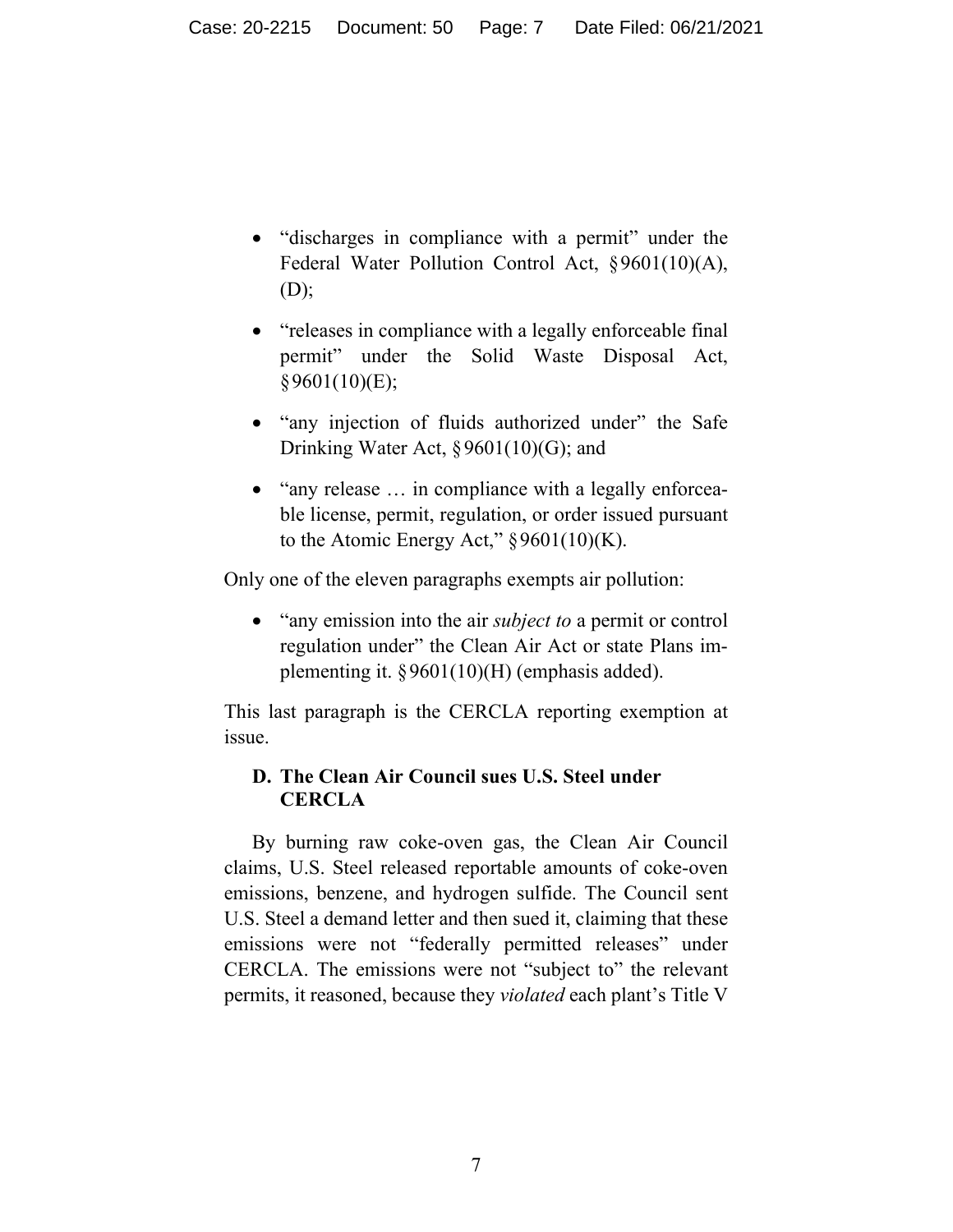- "discharges in compliance with a permit" under the Federal Water Pollution Control Act, § 9601(10)(A), (D);

- "releases in compliance with a legally enforceable final permit" under the Solid Waste Disposal Act, § 9601(10)(E);

- "any injection of fluids authorized under" the Safe Drinking Water Act, § 9601(10)(G); and

- "any release … in compliance with a legally enforceable license, permit, regulation, or order issued pursuant to the Atomic Energy Act," § 9601(10)(K).

Only one of the eleven paragraphs exempts air pollution:

- "any emission into the air *subject to* a permit or control regulation under" the Clean Air Act or state Plans implementing it. § 9601(10)(H) (emphasis added).

This last paragraph is the CERCLA reporting exemption at issue.

### D. The Clean Air Council sues U.S. Steel under CERCLA

By burning raw coke-oven gas, the Clean Air Council claims, U.S. Steel released reportable amounts of coke-oven emissions, benzene, and hydrogen sulfide. The Council sent U.S. Steel a demand letter and then sued it, claiming that these emissions were not "federally permitted releases" under CERCLA. The emissions were not "subject to" the relevant permits, it reasoned, because they *violated* each plant's Title V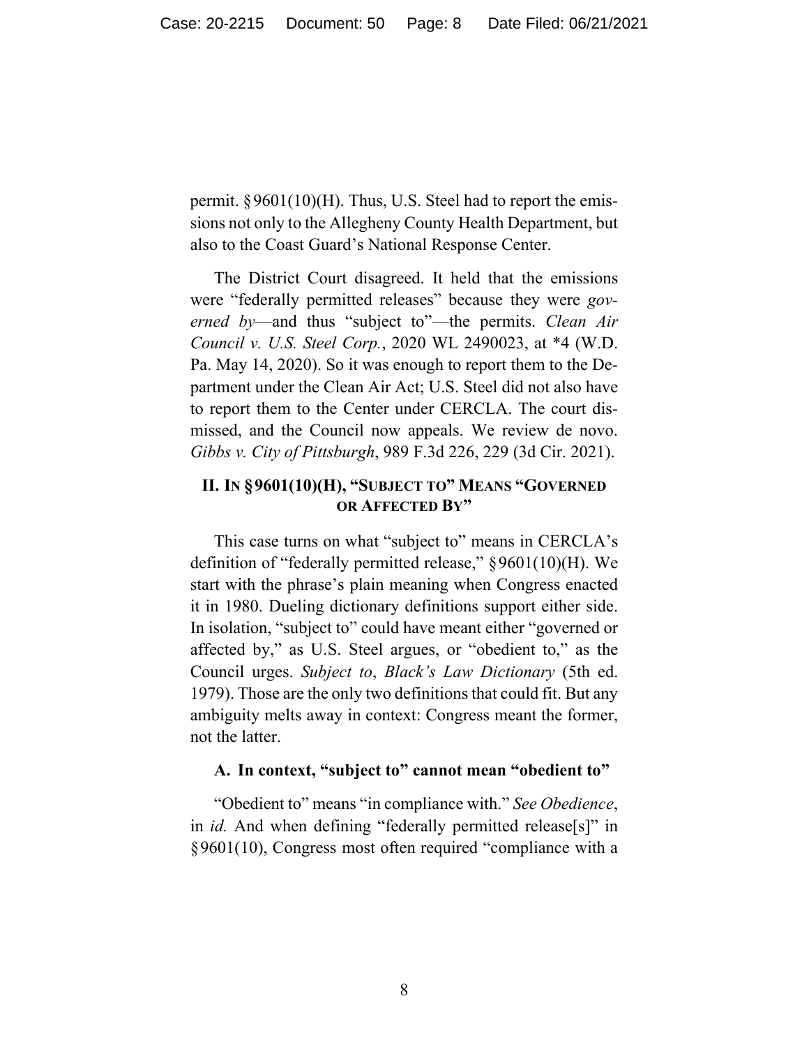permit. §9601(10)(H). Thus, U.S. Steel had to report the emissions not only to the Allegheny County Health Department, but also to the Coast Guard's National Response Center.

The District Court disagreed. It held that the emissions were "federally permitted releases" because they were *governed by*—and thus "subject to"—the permits. *Clean Air Council v. U.S. Steel Corp.*, 2020 WL 2490023, at *4 (W.D. Pa. May 14, 2020). So it was enough to report them to the Department under the Clean Air Act; U.S. Steel did not also have to report them to the Center under CERCLA. The court dismissed, and the Council now appeals. We review de novo. *Gibbs v. City of Pittsburgh*, 989 F.3d 226, 229 (3d Cir. 2021).

## II. In §9601(10)(H), "Subject to" Means "Governed or Affected By"

This case turns on what "subject to" means in CERCLA's definition of "federally permitted release," §9601(10)(H). We start with the phrase's plain meaning when Congress enacted it in 1980. Dueling dictionary definitions support either side. In isolation, "subject to" could have meant either "governed or affected by," as U.S. Steel argues, or "obedient to," as the Council urges. *Subject to*, *Black's Law Dictionary* (5th ed. 1979). Those are the only two definitions that could fit. But any ambiguity melts away in context: Congress meant the former, not the latter.

### A. In context, "subject to" cannot mean "obedient to"

"Obedient to" means "in compliance with." *See Obedience*, in *id.* And when defining "federally permitted release[s]" in §9601(10), Congress most often required "compliance with a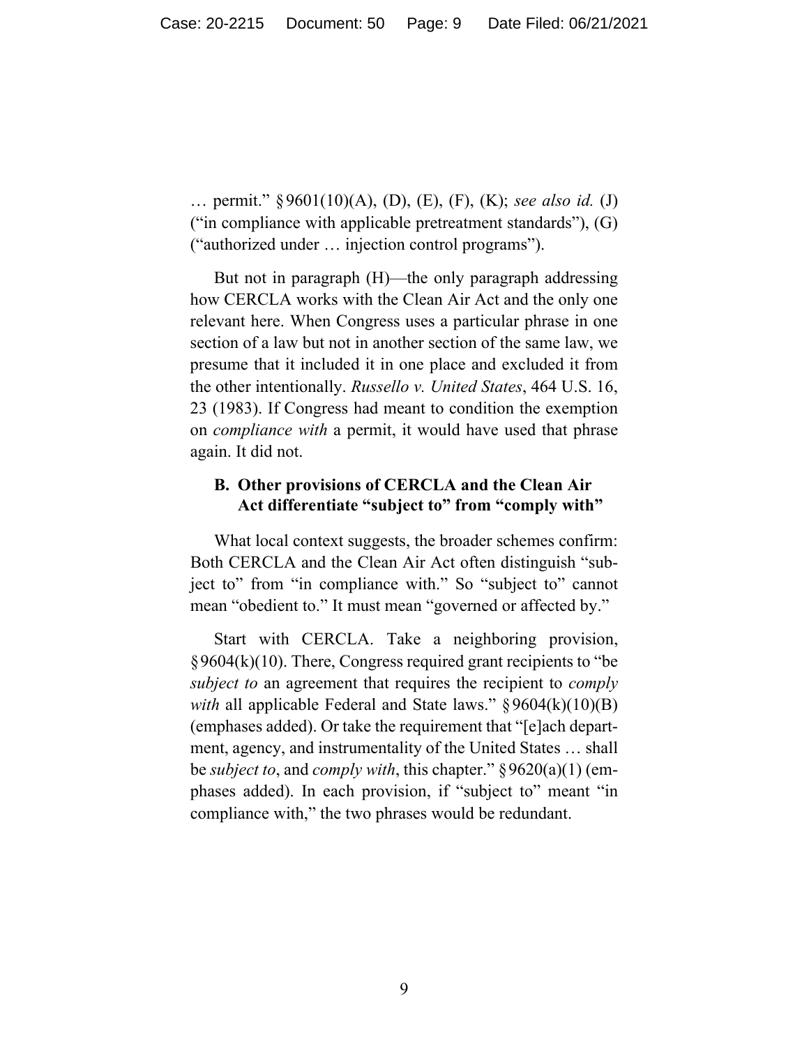… permit." § 9601(10)(A), (D), (E), (F), (K); *see also id.* (J) ("in compliance with applicable pretreatment standards"), (G) ("authorized under … injection control programs").

But not in paragraph (H)—the only paragraph addressing how CERCLA works with the Clean Air Act and the only one relevant here. When Congress uses a particular phrase in one section of a law but not in another section of the same law, we presume that it included it in one place and excluded it from the other intentionally. *Russello v. United States*, 464 U.S. 16, 23 (1983). If Congress had meant to condition the exemption on *compliance with* a permit, it would have used that phrase again. It did not.

### B. Other provisions of CERCLA and the Clean Air Act differentiate "subject to" from "comply with"

What local context suggests, the broader schemes confirm: Both CERCLA and the Clean Air Act often distinguish "subject to" from "in compliance with." So "subject to" cannot mean "obedient to." It must mean "governed or affected by."

Start with CERCLA. Take a neighboring provision, § 9604(k)(10). There, Congress required grant recipients to "be *subject to* an agreement that requires the recipient to *comply with* all applicable Federal and State laws." § 9604(k)(10)(B) (emphases added). Or take the requirement that "[e]ach department, agency, and instrumentality of the United States … shall be *subject to*, and *comply with*, this chapter." § 9620(a)(1) (emphases added). In each provision, if "subject to" meant "in compliance with," the two phrases would be redundant.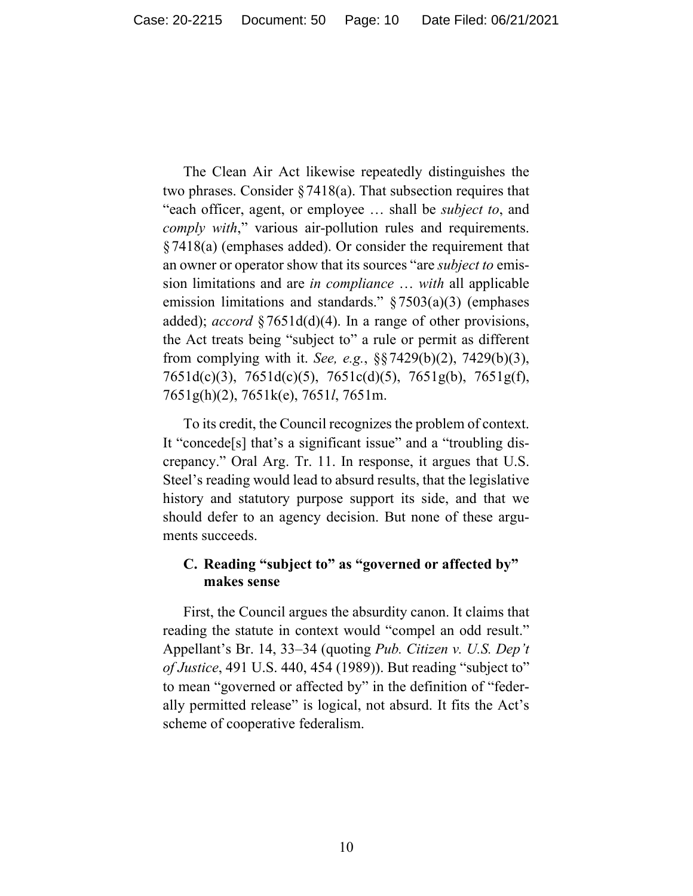The Clean Air Act likewise repeatedly distinguishes the two phrases. Consider § 7418(a). That subsection requires that "each officer, agent, or employee … shall be *subject to*, and *comply with*," various air-pollution rules and requirements. § 7418(a) (emphases added). Or consider the requirement that an owner or operator show that its sources "are *subject to* emission limitations and are *in compliance* … *with* all applicable emission limitations and standards." § 7503(a)(3) (emphases added); *accord* § 7651d(d)(4). In a range of other provisions, the Act treats being "subject to" a rule or permit as different from complying with it. *See, e.g.*, §§ 7429(b)(2), 7429(b)(3), 7651d(c)(3), 7651d(c)(5), 7651c(d)(5), 7651g(b), 7651g(f), 7651g(h)(2), 7651k(e), 7651*l*, 7651m.

To its credit, the Council recognizes the problem of context. It "concede[s] that's a significant issue" and a "troubling discrepancy." Oral Arg. Tr. 11. In response, it argues that U.S. Steel's reading would lead to absurd results, that the legislative history and statutory purpose support its side, and that we should defer to an agency decision. But none of these arguments succeeds.

### C. Reading "subject to" as "governed or affected by" makes sense

First, the Council argues the absurdity canon. It claims that reading the statute in context would "compel an odd result." Appellant's Br. 14, 33–34 (quoting *Pub. Citizen v. U.S. Dep't of Justice*, 491 U.S. 440, 454 (1989)). But reading "subject to" to mean "governed or affected by" in the definition of "federally permitted release" is logical, not absurd. It fits the Act's scheme of cooperative federalism.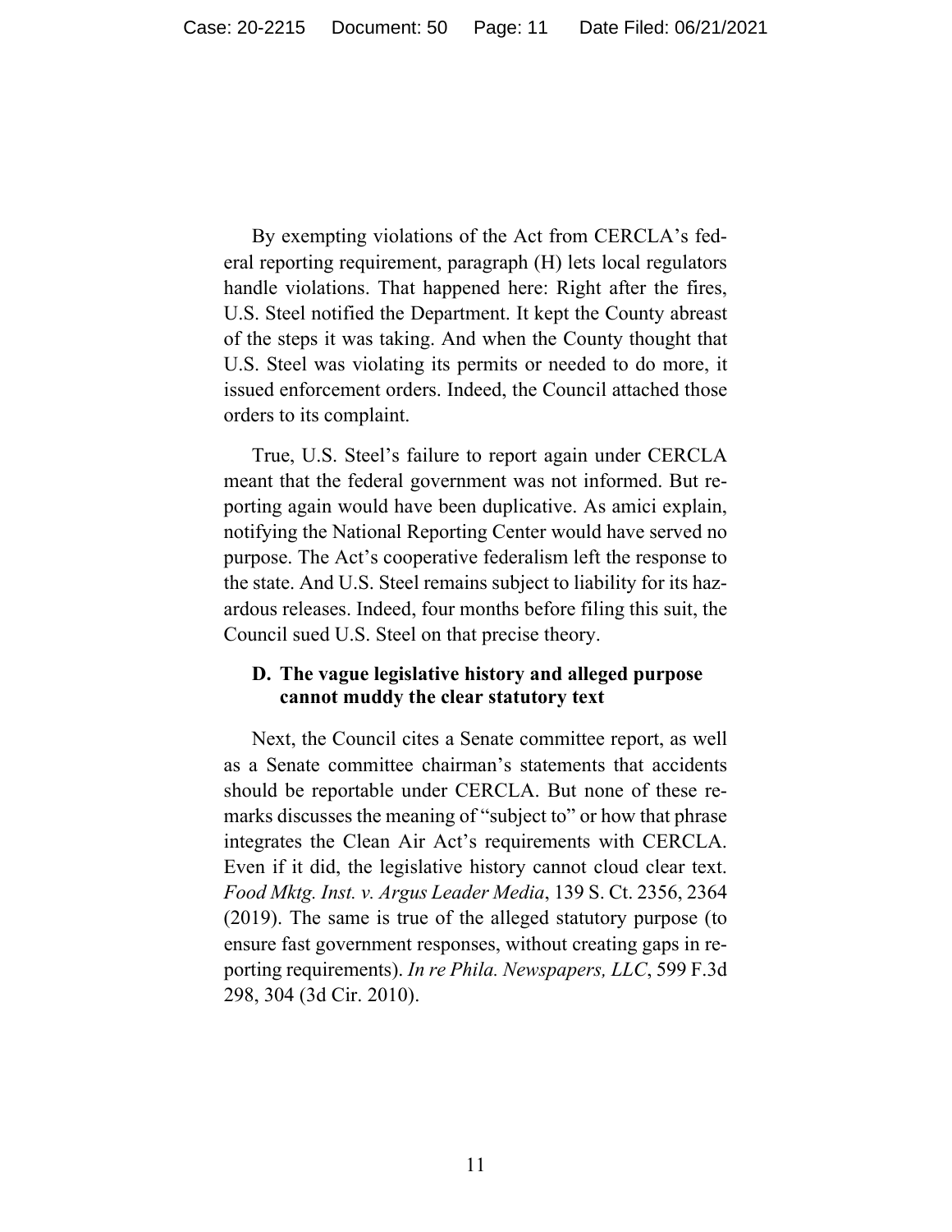By exempting violations of the Act from CERCLA's federal reporting requirement, paragraph (H) lets local regulators handle violations. That happened here: Right after the fires, U.S. Steel notified the Department. It kept the County abreast of the steps it was taking. And when the County thought that U.S. Steel was violating its permits or needed to do more, it issued enforcement orders. Indeed, the Council attached those orders to its complaint.

True, U.S. Steel's failure to report again under CERCLA meant that the federal government was not informed. But reporting again would have been duplicative. As amici explain, notifying the National Reporting Center would have served no purpose. The Act's cooperative federalism left the response to the state. And U.S. Steel remains subject to liability for its hazardous releases. Indeed, four months before filing this suit, the Council sued U.S. Steel on that precise theory.

### D. The vague legislative history and alleged purpose cannot muddy the clear statutory text

Next, the Council cites a Senate committee report, as well as a Senate committee chairman's statements that accidents should be reportable under CERCLA. But none of these remarks discusses the meaning of "subject to" or how that phrase integrates the Clean Air Act's requirements with CERCLA. Even if it did, the legislative history cannot cloud clear text. *Food Mktg. Inst. v. Argus Leader Media*, 139 S. Ct. 2356, 2364 (2019). The same is true of the alleged statutory purpose (to ensure fast government responses, without creating gaps in reporting requirements). *In re Phila. Newspapers, LLC*, 599 F.3d 298, 304 (3d Cir. 2010).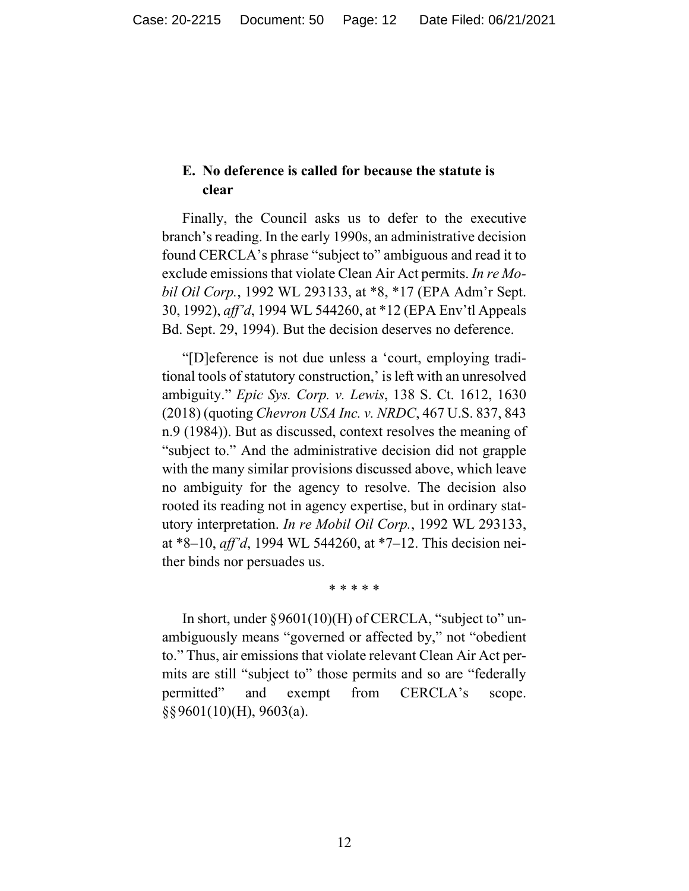### E. No deference is called for because the statute is clear

Finally, the Council asks us to defer to the executive branch's reading. In the early 1990s, an administrative decision found CERCLA's phrase "subject to" ambiguous and read it to exclude emissions that violate Clean Air Act permits. *In re Mobil Oil Corp.*, 1992 WL 293133, at *8, *17 (EPA Adm'r Sept. 30, 1992), *aff'd*, 1994 WL 544260, at *12 (EPA Env'tl Appeals Bd. Sept. 29, 1994). But the decision deserves no deference.

"[D]eference is not due unless a 'court, employing traditional tools of statutory construction,' is left with an unresolved ambiguity." *Epic Sys. Corp. v. Lewis*, 138 S. Ct. 1612, 1630 (2018) (quoting *Chevron USA Inc. v. NRDC*, 467 U.S. 837, 843 n.9 (1984)). But as discussed, context resolves the meaning of "subject to." And the administrative decision did not grapple with the many similar provisions discussed above, which leave no ambiguity for the agency to resolve. The decision also rooted its reading not in agency expertise, but in ordinary statutory interpretation. *In re Mobil Oil Corp.*, 1992 WL 293133, at *8–10, *aff'd*, 1994 WL 544260, at *7–12. This decision neither binds nor persuades us.

* * * * *

In short, under § 9601(10)(H) of CERCLA, "subject to" unambiguously means "governed or affected by," not "obedient to." Thus, air emissions that violate relevant Clean Air Act permits are still "subject to" those permits and so are "federally permitted" and exempt from CERCLA's scope. §§ 9601(10)(H), 9603(a).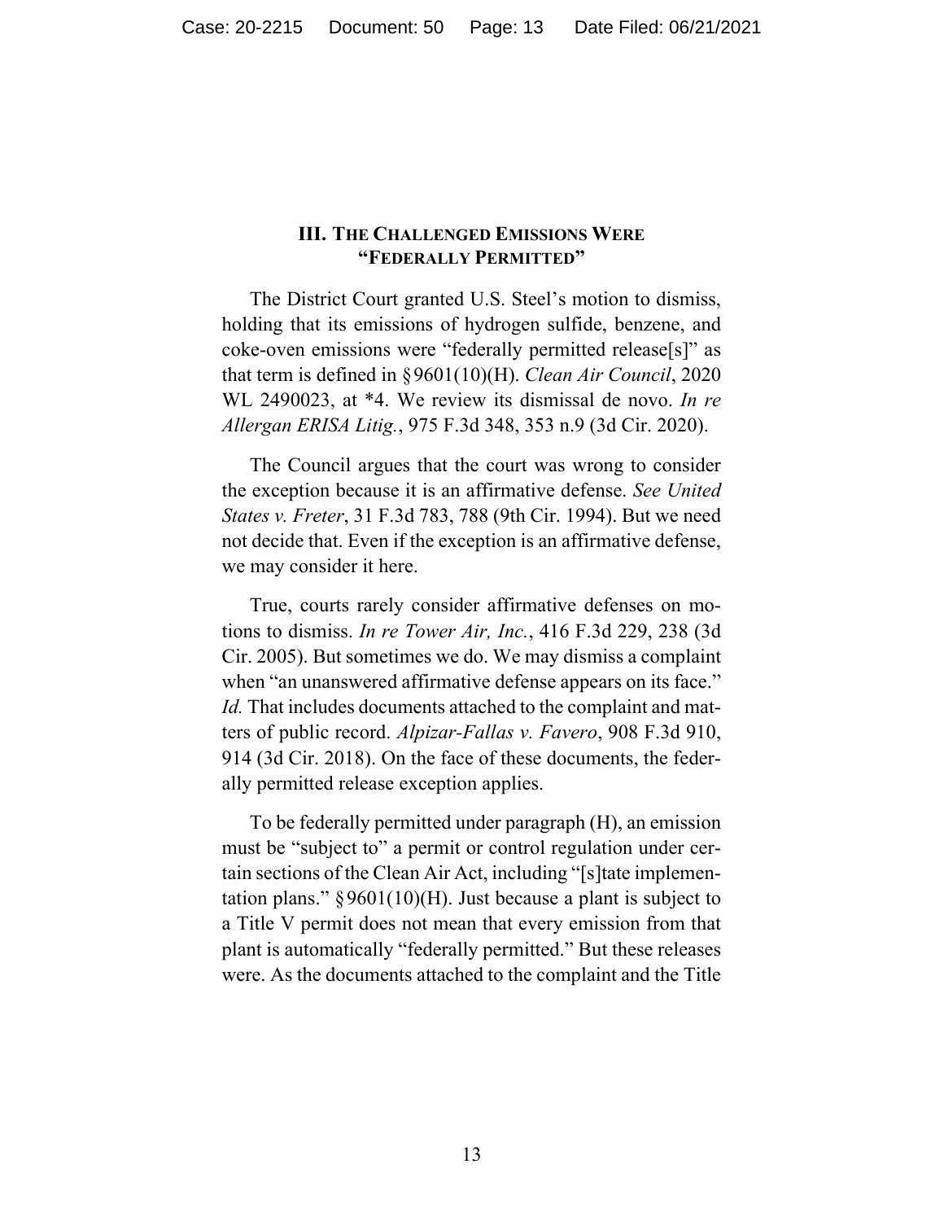### III. The Challenged Emissions Were "Federally Permitted"

The District Court granted U.S. Steel's motion to dismiss, holding that its emissions of hydrogen sulfide, benzene, and coke-oven emissions were "federally permitted release[s]" as that term is defined in §9601(10)(H). *Clean Air Council*, 2020 WL 2490023, at *4. We review its dismissal de novo. *In re Allergan ERISA Litig.*, 975 F.3d 348, 353 n.9 (3d Cir. 2020).

The Council argues that the court was wrong to consider the exception because it is an affirmative defense. *See United States v. Freter*, 31 F.3d 783, 788 (9th Cir. 1994). But we need not decide that. Even if the exception is an affirmative defense, we may consider it here.

True, courts rarely consider affirmative defenses on motions to dismiss. *In re Tower Air, Inc.*, 416 F.3d 229, 238 (3d Cir. 2005). But sometimes we do. We may dismiss a complaint when "an unanswered affirmative defense appears on its face." *Id.* That includes documents attached to the complaint and matters of public record. *Alpizar-Fallas v. Favero*, 908 F.3d 910, 914 (3d Cir. 2018). On the face of these documents, the federally permitted release exception applies.

To be federally permitted under paragraph (H), an emission must be "subject to" a permit or control regulation under certain sections of the Clean Air Act, including "[s]tate implementation plans." §9601(10)(H). Just because a plant is subject to a Title V permit does not mean that every emission from that plant is automatically "federally permitted." But these releases were. As the documents attached to the complaint and the Title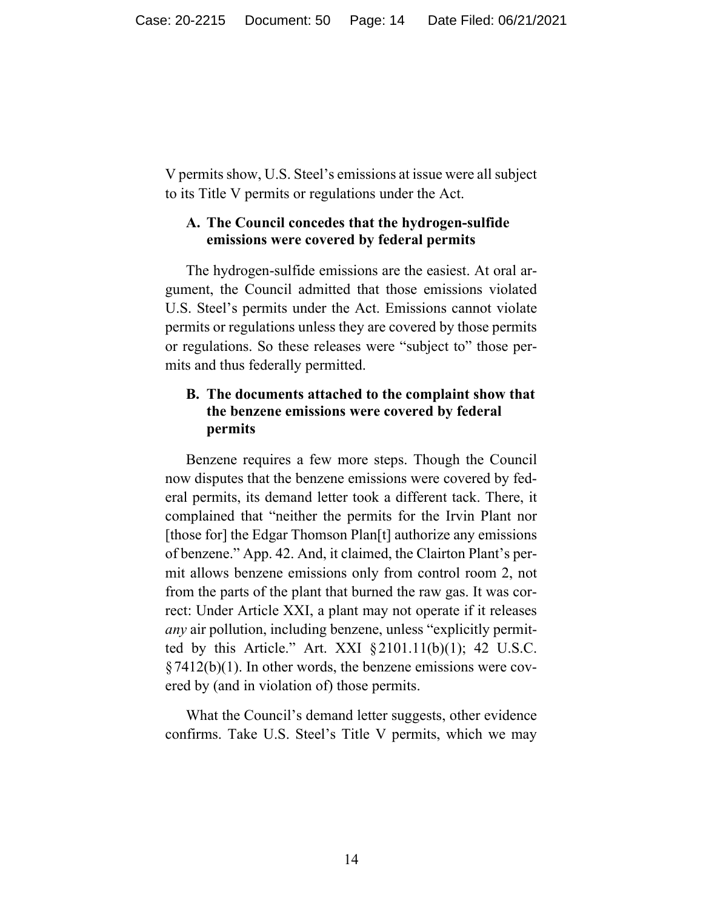V permits show, U.S. Steel's emissions at issue were all subject to its Title V permits or regulations under the Act.

### A. The Council concedes that the hydrogen-sulfide emissions were covered by federal permits

The hydrogen-sulfide emissions are the easiest. At oral argument, the Council admitted that those emissions violated U.S. Steel's permits under the Act. Emissions cannot violate permits or regulations unless they are covered by those permits or regulations. So these releases were "subject to" those permits and thus federally permitted.

### B. The documents attached to the complaint show that the benzene emissions were covered by federal permits

Benzene requires a few more steps. Though the Council now disputes that the benzene emissions were covered by federal permits, its demand letter took a different tack. There, it complained that "neither the permits for the Irvin Plant nor [those for] the Edgar Thomson Plan[t] authorize any emissions of benzene." App. 42. And, it claimed, the Clairton Plant's permit allows benzene emissions only from control room 2, not from the parts of the plant that burned the raw gas. It was correct: Under Article XXI, a plant may not operate if it releases *any* air pollution, including benzene, unless "explicitly permitted by this Article." Art. XXI §2101.11(b)(1); 42 U.S.C. §7412(b)(1). In other words, the benzene emissions were covered by (and in violation of) those permits.

What the Council's demand letter suggests, other evidence confirms. Take U.S. Steel's Title V permits, which we may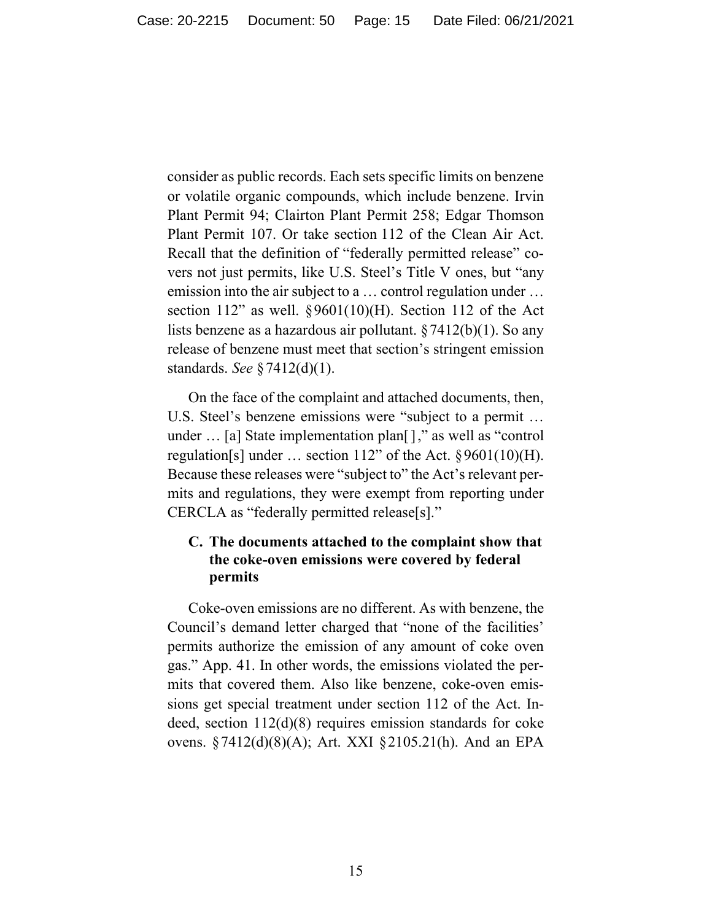consider as public records. Each sets specific limits on benzene or volatile organic compounds, which include benzene. Irvin Plant Permit 94; Clairton Plant Permit 258; Edgar Thomson Plant Permit 107. Or take section 112 of the Clean Air Act. Recall that the definition of "federally permitted release" covers not just permits, like U.S. Steel's Title V ones, but "any emission into the air subject to a … control regulation under … section 112" as well. §9601(10)(H). Section 112 of the Act lists benzene as a hazardous air pollutant. §7412(b)(1). So any release of benzene must meet that section's stringent emission standards. *See* §7412(d)(1).

On the face of the complaint and attached documents, then, U.S. Steel's benzene emissions were "subject to a permit … under … [a] State implementation plan[ ]," as well as "control regulation[s] under … section 112" of the Act. §9601(10)(H). Because these releases were "subject to" the Act's relevant permits and regulations, they were exempt from reporting under CERCLA as "federally permitted release[s]."

### C. The documents attached to the complaint show that the coke-oven emissions were covered by federal permits

Coke-oven emissions are no different. As with benzene, the Council's demand letter charged that "none of the facilities' permits authorize the emission of any amount of coke oven gas." App. 41. In other words, the emissions violated the permits that covered them. Also like benzene, coke-oven emissions get special treatment under section 112 of the Act. Indeed, section 112(d)(8) requires emission standards for coke ovens. §7412(d)(8)(A); Art. XXI §2105.21(h). And an EPA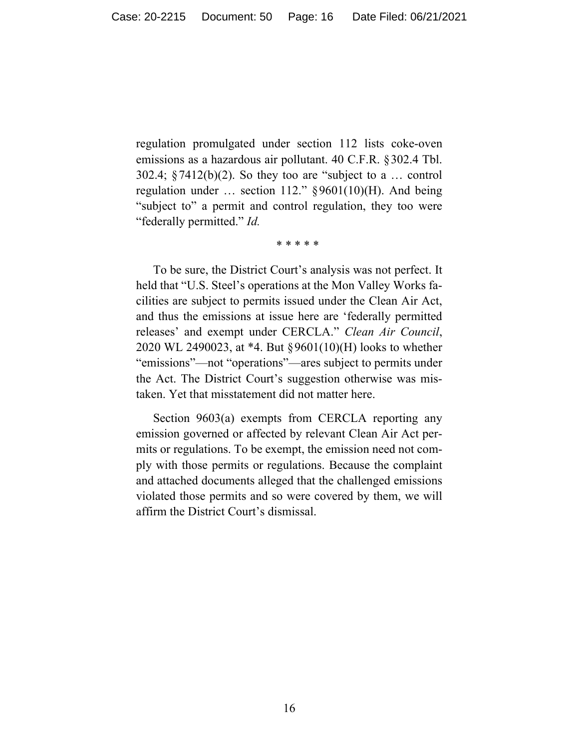regulation promulgated under section 112 lists coke-oven emissions as a hazardous air pollutant. 40 C.F.R. §302.4 Tbl. 302.4; §7412(b)(2). So they too are "subject to a … control regulation under … section 112." §9601(10)(H). And being "subject to" a permit and control regulation, they too were "federally permitted." *Id.*

\* \* \* \* \*

To be sure, the District Court's analysis was not perfect. It held that "U.S. Steel's operations at the Mon Valley Works facilities are subject to permits issued under the Clean Air Act, and thus the emissions at issue here are 'federally permitted releases' and exempt under CERCLA." *Clean Air Council*, 2020 WL 2490023, at *4. But §9601(10)(H) looks to whether "emissions"—not "operations"—ares subject to permits under the Act. The District Court's suggestion otherwise was mistaken. Yet that misstatement did not matter here.

Section 9603(a) exempts from CERCLA reporting any emission governed or affected by relevant Clean Air Act permits or regulations. To be exempt, the emission need not comply with those permits or regulations. Because the complaint and attached documents alleged that the challenged emissions violated those permits and so were covered by them, we will affirm the District Court's dismissal.